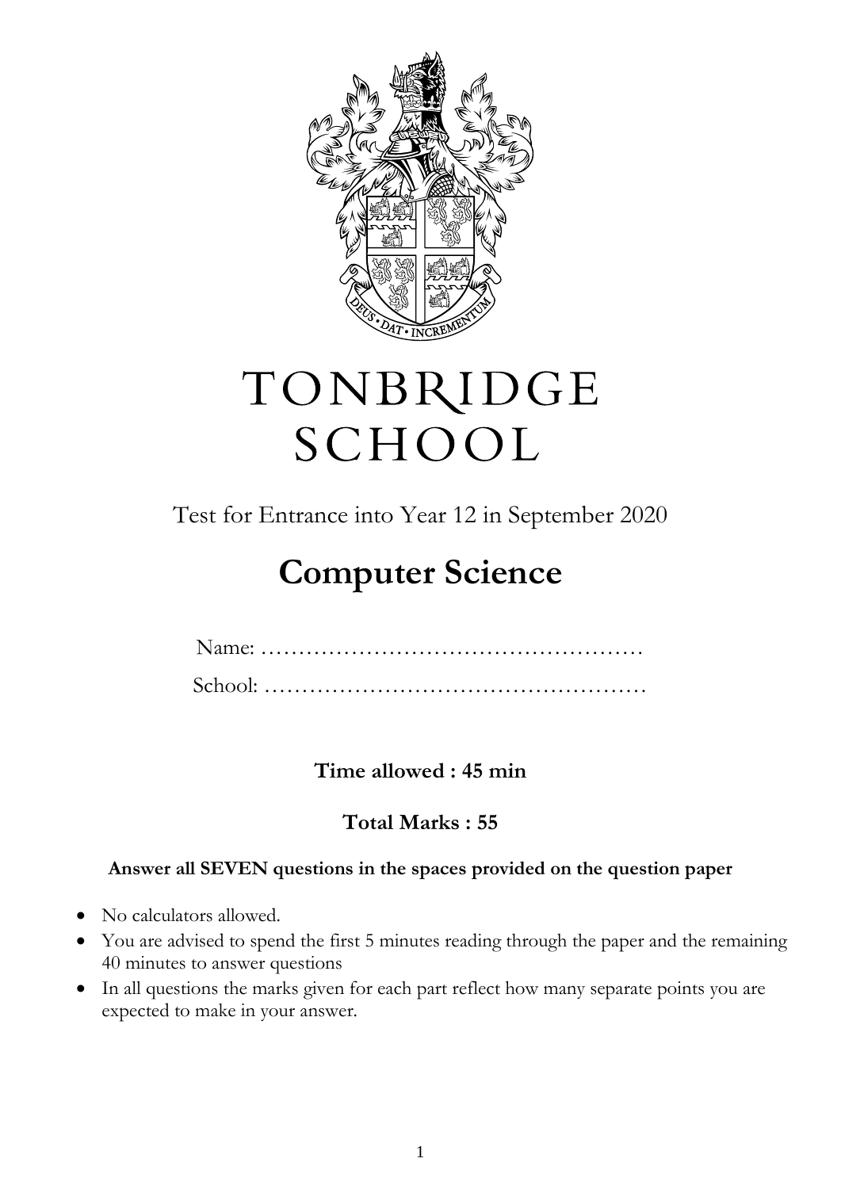# TONBRIDGE SCHOOL

Test for Entrance into Year 12 in September 2020

# Computer Science

Name: ……………………………………………

School: ……………………………………………

**Time allowed : 45 min**

**Total Marks : 55**

**Answer all SEVEN questions in the spaces provided on the question paper**

- No calculators allowed.
- You are advised to spend the first 5 minutes reading through the paper and the remaining 40 minutes to answer questions
- In all questions the marks given for each part reflect how many separate points you are expected to make in your answer.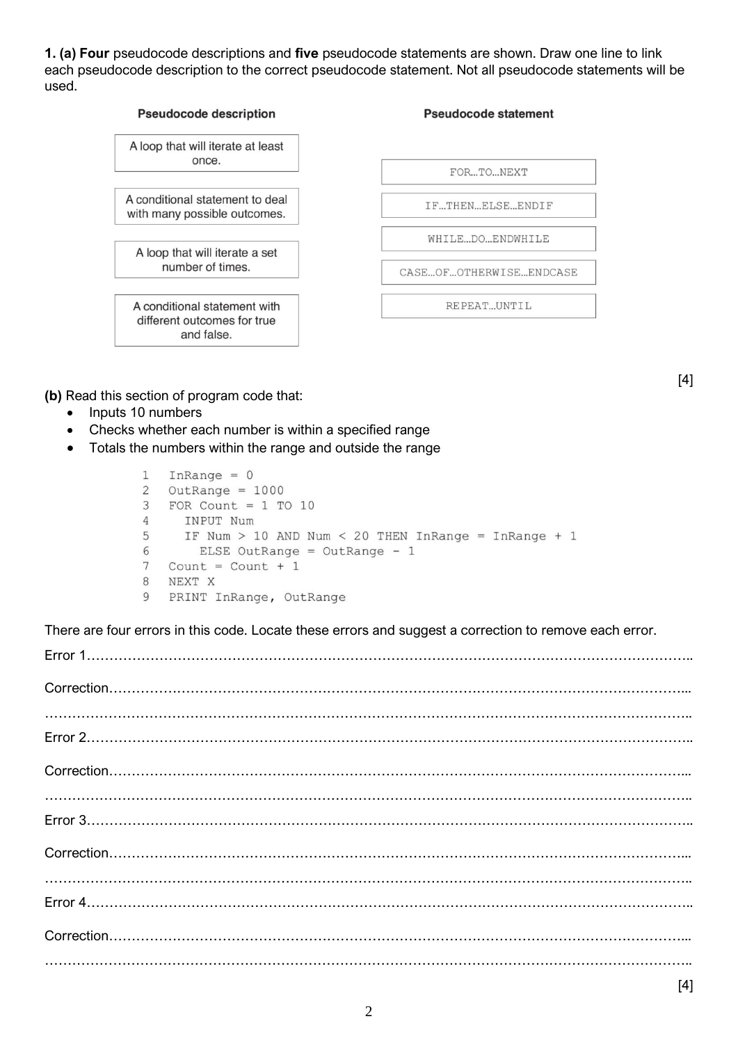**1. (a) Four** pseudocode descriptions and **five** pseudocode statements are shown. Draw one line to link each pseudocode description to the correct pseudocode statement. Not all pseudocode statements will be used.

| Pseudocode description | Pseudocode statement |
|---|---|
| A loop that will iterate at least once. | FOR…TO…NEXT |
| A conditional statement to deal with many possible outcomes. | IF…THEN…ELSE…ENDIF |
| A loop that will iterate a set number of times. | WHILE…DO…ENDWHILE |
| A conditional statement with different outcomes for true and false. | CASE…OF…OTHERWISE…ENDCASE |
| | REPEAT…UNTIL |

[4]

**(b)** Read this section of program code that:

- Inputs 10 numbers
- Checks whether each number is within a specified range
- Totals the numbers within the range and outside the range

```
1  InRange = 0
2  OutRange = 1000
3  FOR Count = 1 TO 10
4    INPUT Num
5    IF Num > 10 AND Num < 20 THEN InRange = InRange + 1
6      ELSE OutRange = OutRange - 1
7  Count = Count + 1
8  NEXT X
9  PRINT InRange, OutRange
```

There are four errors in this code. Locate these errors and suggest a correction to remove each error.

Error 1……………………………………………………………………………………………………………

Correction…………………………………………………………………………………………………………

……………………………………………………………………………………………………………………

Error 2……………………………………………………………………………………………………………

Correction…………………………………………………………………………………………………………

……………………………………………………………………………………………………………………

Error 3……………………………………………………………………………………………………………

Correction…………………………………………………………………………………………………………

……………………………………………………………………………………………………………………

Error 4……………………………………………………………………………………………………………

Correction…………………………………………………………………………………………………………

……………………………………………………………………………………………………………………

[4]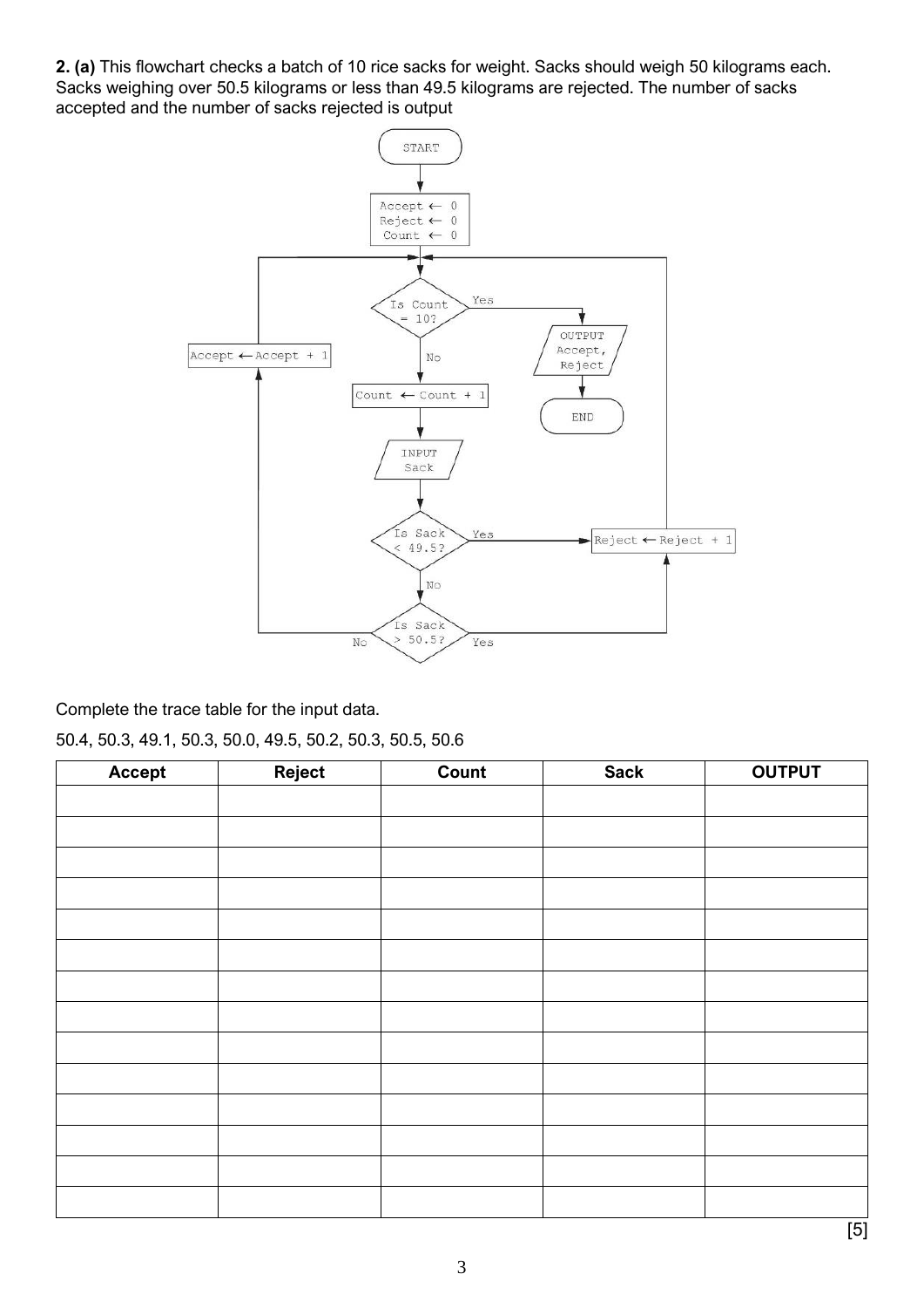**2. (a)** This flowchart checks a batch of 10 rice sacks for weight. Sacks should weigh 50 kilograms each. Sacks weighing over 50.5 kilograms or less than 49.5 kilograms are rejected. The number of sacks accepted and the number of sacks rejected is output

Complete the trace table for the input data.

50.4, 50.3, 49.1, 50.3, 50.0, 49.5, 50.2, 50.3, 50.5, 50.6

| Accept | Reject | Count | Sack | OUTPUT |
|---|---|---|---|---|
| | | | | |
| | | | | |
| | | | | |
| | | | | |
| | | | | |
| | | | | |
| | | | | |
| | | | | |
| | | | | |
| | | | | |
| | | | | |
| | | | | |
| | | | | |
| | | | | |

[5]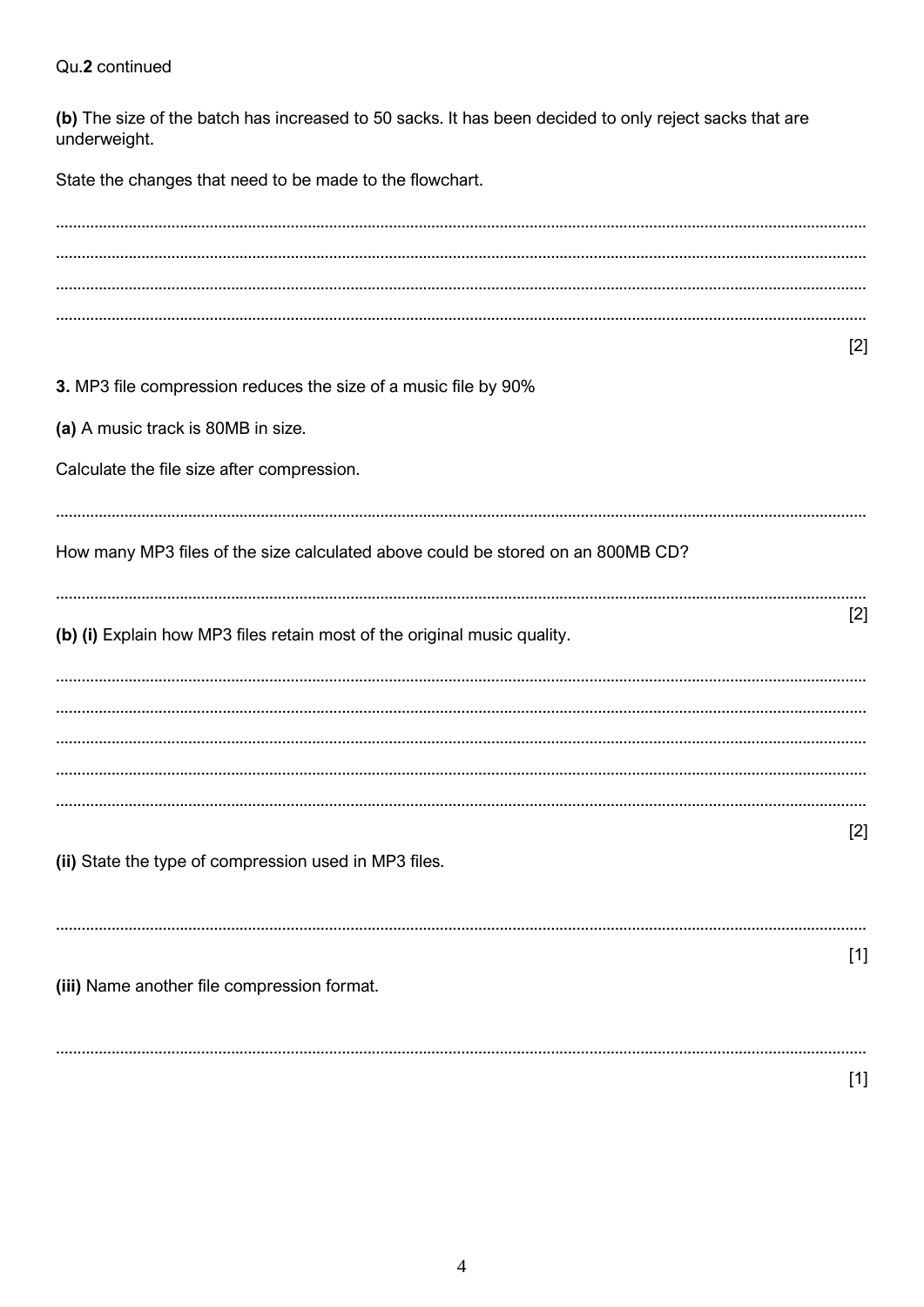Qu.**2** continued

**(b)** The size of the batch has increased to 50 sacks. It has been decided to only reject sacks that are underweight.

State the changes that need to be made to the flowchart.

..........................................................................................................................................................

..........................................................................................................................................................

..........................................................................................................................................................

..........................................................................................................................................................

[2]

**3.** MP3 file compression reduces the size of a music file by 90%

**(a)** A music track is 80MB in size.

Calculate the file size after compression.

..........................................................................................................................................................

How many MP3 files of the size calculated above could be stored on an 800MB CD?

..........................................................................................................................................................

[2]

**(b) (i)** Explain how MP3 files retain most of the original music quality.

..........................................................................................................................................................

..........................................................................................................................................................

..........................................................................................................................................................

..........................................................................................................................................................

..........................................................................................................................................................

[2]

**(ii)** State the type of compression used in MP3 files.

..........................................................................................................................................................

[1]

**(iii)** Name another file compression format.

..........................................................................................................................................................

[1]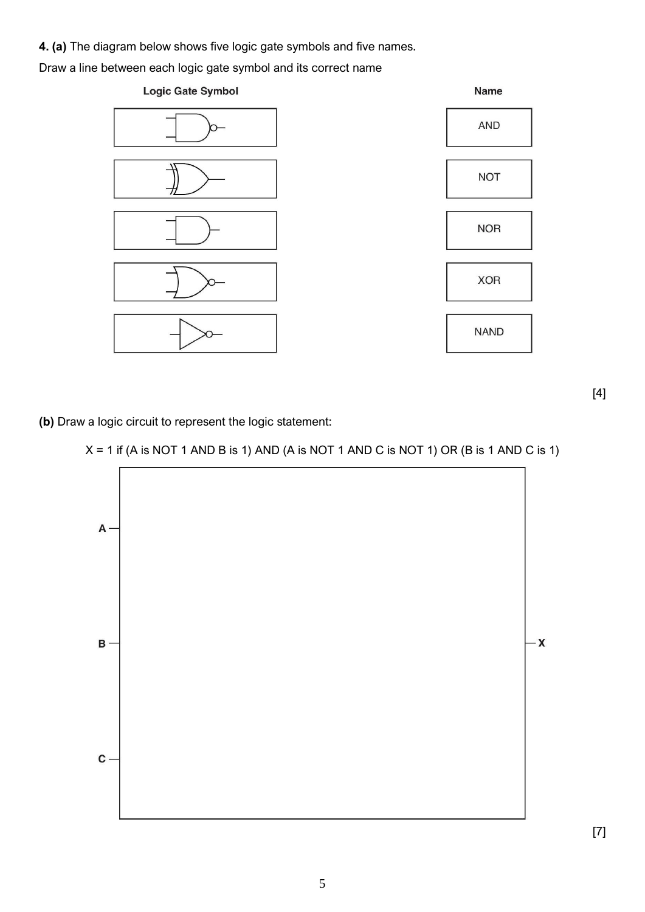**4. (a)** The diagram below shows five logic gate symbols and five names.

Draw a line between each logic gate symbol and its correct name

| Logic Gate Symbol | Name |
|---|---|
| | AND |
| | NOT |
| | NOR |
| | XOR |
| | NAND |

[4]

**(b)** Draw a logic circuit to represent the logic statement:

X = 1 if (A is NOT 1 AND B is 1) AND (A is NOT 1 AND C is NOT 1) OR (B is 1 AND C is 1)

A

B

C

X

[7]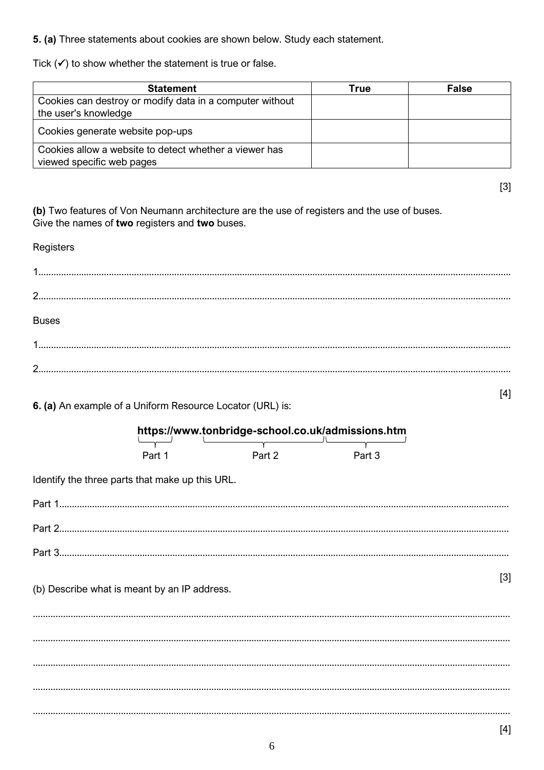**5. (a)** Three statements about cookies are shown below. Study each statement.

Tick (✓) to show whether the statement is true or false.

| Statement | True | False |
| --- | --- | --- |
| Cookies can destroy or modify data in a computer without the user's knowledge | | |
| Cookies generate website pop-ups | | |
| Cookies allow a website to detect whether a viewer has viewed specific web pages | | |

[3]

**(b)** Two features of Von Neumann architecture are the use of registers and the use of buses. Give the names of **two** registers and **two** buses.

Registers

1..........................................................................................................................................................................

2..........................................................................................................................................................................

Buses

1..........................................................................................................................................................................

2..........................................................................................................................................................................

[4]

**6. (a)** An example of a Uniform Resource Locator (URL) is:

**https://www.tonbridge-school.co.uk/admissions.htm**

Part 1: https:// — Part 2: www.tonbridge-school.co.uk — Part 3: /admissions.htm

Identify the three parts that make up this URL.

Part 1..................................................................................................................................................................

Part 2..................................................................................................................................................................

Part 3..................................................................................................................................................................

[3]

(b) Describe what is meant by an IP address.

..........................................................................................................................................................................

..........................................................................................................................................................................

..........................................................................................................................................................................

..........................................................................................................................................................................

..........................................................................................................................................................................

[4]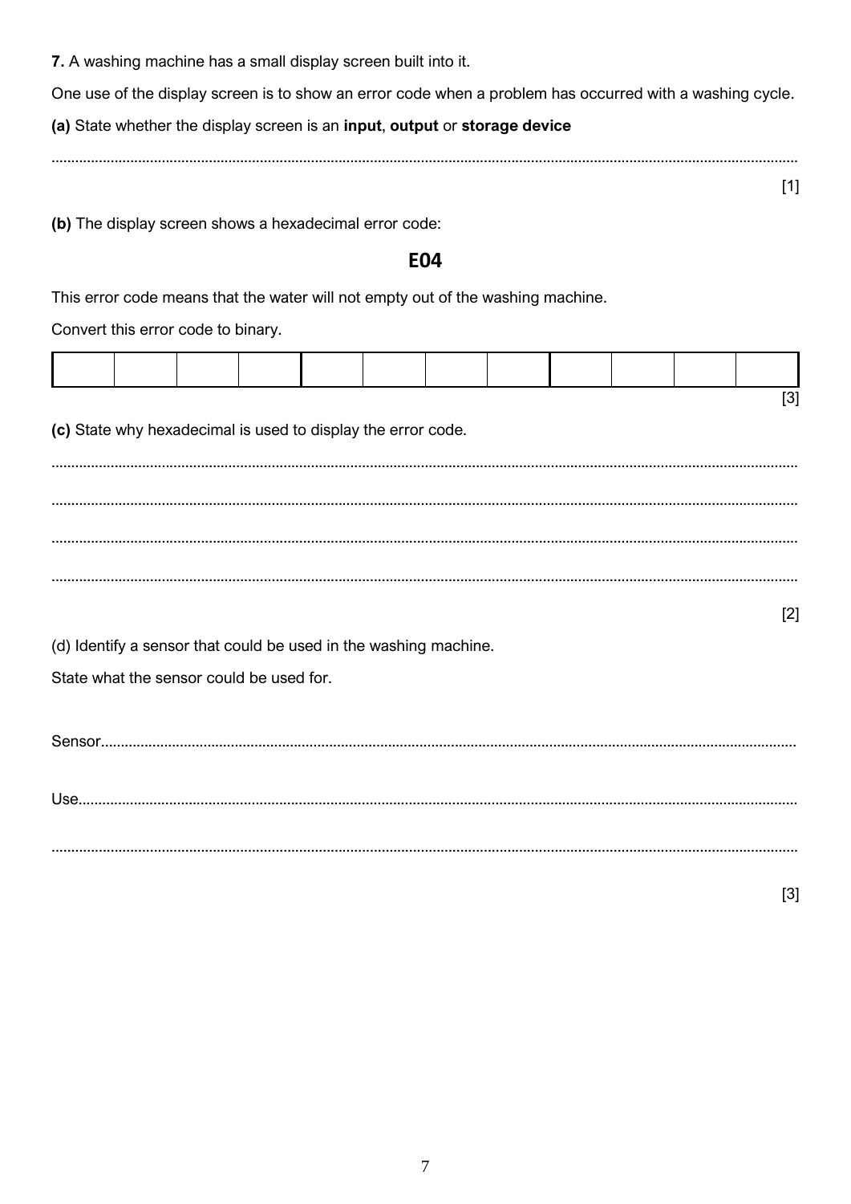**7.** A washing machine has a small display screen built into it.

One use of the display screen is to show an error code when a problem has occurred with a washing cycle.

**(a)** State whether the display screen is an **input**, **output** or **storage device**

..........................................................................................................................................................................

[1]

**(b)** The display screen shows a hexadecimal error code:

**E04**

This error code means that the water will not empty out of the washing machine.

Convert this error code to binary.

| | | | | | | | | | | | |
|---|---|---|---|---|---|---|---|---|---|---|---|
| | | | | | | | | | | | |

[3]

**(c)** State why hexadecimal is used to display the error code.

..........................................................................................................................................................................

..........................................................................................................................................................................

..........................................................................................................................................................................

..........................................................................................................................................................................

[2]

(d) Identify a sensor that could be used in the washing machine.

State what the sensor could be used for.

Sensor......................................................................................................................................................

Use...........................................................................................................................................................

..........................................................................................................................................................................

[3]